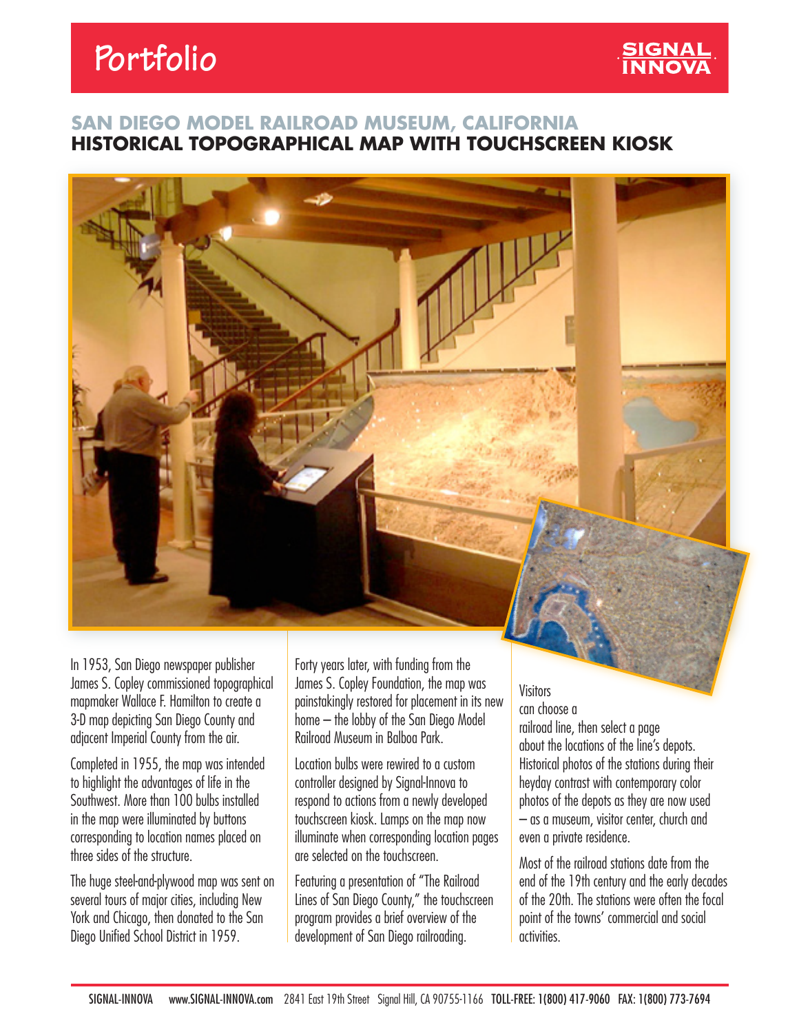# Portfolio

SIGNAL INNOVA

## SAN DIEGO MODEL RAILROAD MUSEUM, CALIFORNIA

## HISTORICAL TOPOGRAPHICAL MAP WITH TOUCHSCREEN KIOSK

In 1953, San Diego newspaper publisher James S. Copley commissioned topographical mapmaker Wallace F. Hamilton to create a 3-D map depicting San Diego County and adjacent Imperial County from the air.

Completed in 1955, the map was intended to highlight the advantages of life in the Southwest. More than 100 bulbs installed in the map were illuminated by buttons corresponding to location names placed on three sides of the structure.

The huge steel-and-plywood map was sent on several tours of major cities, including New York and Chicago, then donated to the San Diego Unified School District in 1959.

Forty years later, with funding from the James S. Copley Foundation, the map was painstakingly restored for placement in its new home – the lobby of the San Diego Model Railroad Museum in Balboa Park.

Location bulbs were rewired to a custom controller designed by Signal-Innova to respond to actions from a newly developed touchscreen kiosk. Lamps on the map now illuminate when corresponding location pages are selected on the touchscreen.

Featuring a presentation of "The Railroad Lines of San Diego County," the touchscreen program provides a brief overview of the development of San Diego railroading.

Visitors can choose a railroad line, then select a page about the locations of the line's depots. Historical photos of the stations during their heyday contrast with contemporary color photos of the depots as they are now used – as a museum, visitor center, church and even a private residence.

Most of the railroad stations date from the end of the 19th century and the early decades of the 20th. The stations were often the focal point of the towns' commercial and social activities.

SIGNAL-INNOVA www.SIGNAL-INNOVA.com 2841 East 19th Street Signal Hill, CA 90755-1166 TOLL-FREE: 1(800) 417-9060 FAX: 1(800) 773-7694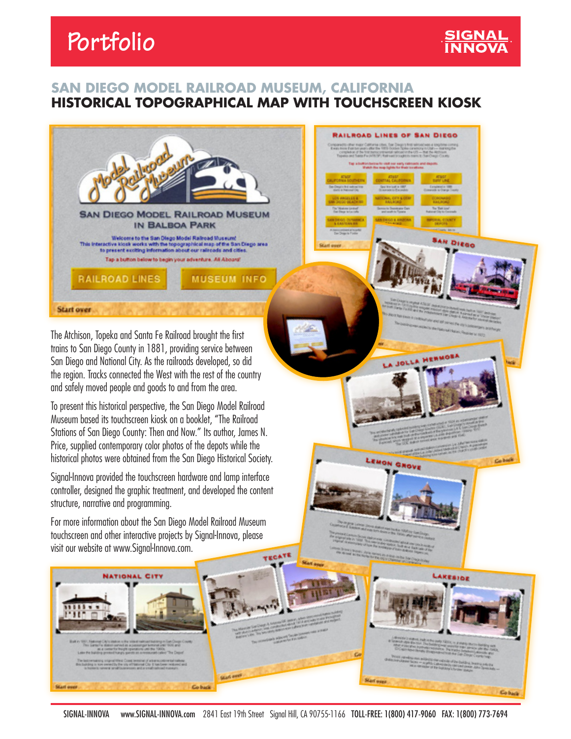# Portfolio

SIGNAL INNOVA

## SAN DIEGO MODEL RAILROAD MUSEUM, CALIFORNIA
## HISTORICAL TOPOGRAPHICAL MAP WITH TOUCHSCREEN KIOSK

The Atchison, Topeka and Santa Fe Railroad brought the first trains to San Diego County in 1881, providing service between San Diego and National City. As the railroads developed, so did the region. Tracks connected the West with the rest of the country and safely moved people and goods to and from the area.

To present this historical perspective, the San Diego Model Railroad Museum based its touchscreen kiosk on a booklet, "The Railroad Stations of San Diego County: Then and Now." Its author, James N. Price, supplied contemporary color photos of the depots while the historical photos were obtained from the San Diego Historical Society.

Signal-Innova provided the touchscreen hardware and lamp interface controller, designed the graphic treatment, and developed the content structure, narrative and programming.

For more information about the San Diego Model Railroad Museum touchscreen and other interactive projects by Signal-Innova, please visit our website at www.Signal-Innova.com.

SIGNAL-INNOVA www.SIGNAL-INNOVA.com 2841 East 19th Street Signal Hill, CA 90755-1166 TOLL-FREE: 1(800) 417-9060 FAX: 1(800) 773-7694